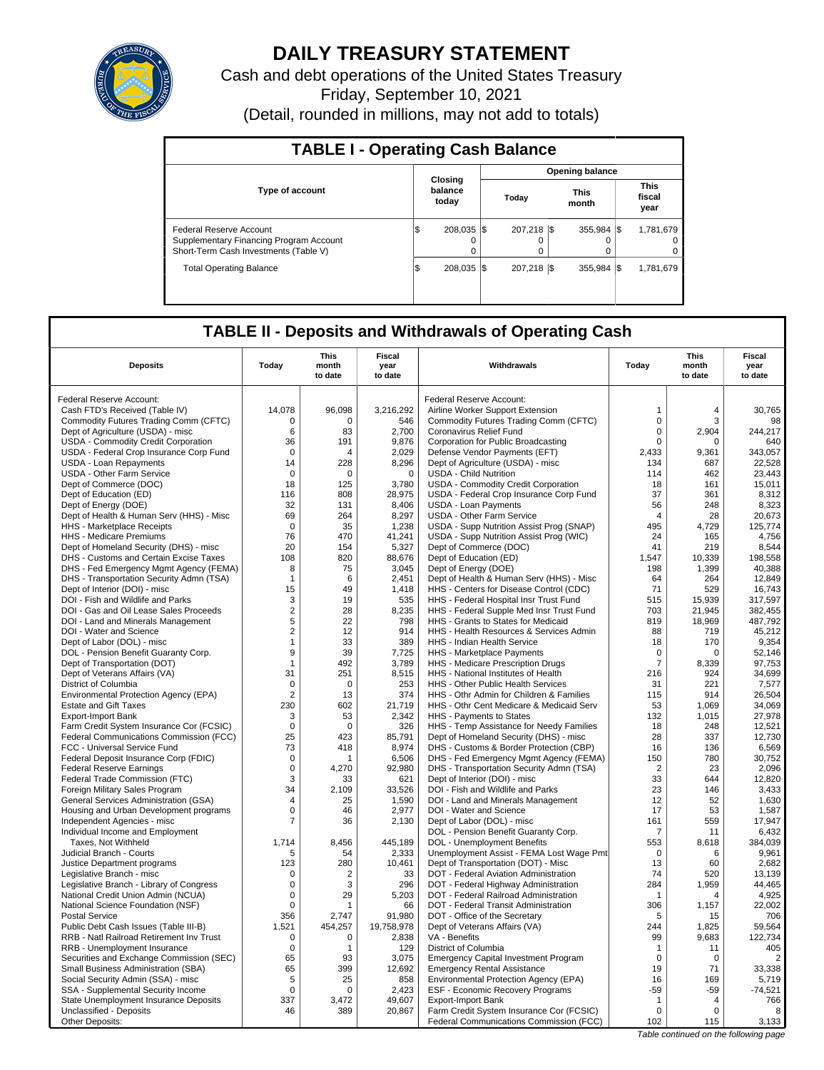# DAILY TREASURY STATEMENT

Cash and debt operations of the United States Treasury

Friday, September 10, 2021

(Detail, rounded in millions, may not add to totals)

## TABLE I - Operating Cash Balance

| Type of account | Closing balance today | Opening balance Today | Opening balance This month | Opening balance This fiscal year |
|---|---|---|---|---|
| Federal Reserve Account | $ 208,035 | $ 207,218 | $ 355,984 | $ 1,781,679 |
| Supplementary Financing Program Account | 0 | 0 | 0 | 0 |
| Short-Term Cash Investments (Table V) | 0 | 0 | 0 | 0 |
| Total Operating Balance | $ 208,035 | $ 207,218 | $ 355,984 | $ 1,781,679 |

## TABLE II - Deposits and Withdrawals of Operating Cash

| Deposits | Today | This month to date | Fiscal year to date | Withdrawals | Today | This month to date | Fiscal year to date |
|---|---|---|---|---|---|---|---|
| Federal Reserve Account: | | | | Federal Reserve Account: | | | |
| Cash FTD's Received (Table IV) | 14,078 | 96,098 | 3,216,292 | Airline Worker Support Extension | 1 | 4 | 30,765 |
| Commodity Futures Trading Comm (CFTC) | 0 | 0 | 546 | Commodity Futures Trading Comm (CFTC) | 0 | 3 | 98 |
| Dept of Agriculture (USDA) - misc | 6 | 83 | 2,700 | Coronavirus Relief Fund | 0 | 2,904 | 244,217 |
| USDA - Commodity Credit Corporation | 36 | 191 | 9,876 | Corporation for Public Broadcasting | 0 | 0 | 640 |
| USDA - Federal Crop Insurance Corp Fund | 0 | 4 | 2,029 | Defense Vendor Payments (EFT) | 2,433 | 9,361 | 343,057 |
| USDA - Loan Repayments | 14 | 228 | 8,296 | Dept of Agriculture (USDA) - misc | 134 | 687 | 22,528 |
| USDA - Other Farm Service | 0 | 0 | 0 | USDA - Child Nutrition | 114 | 462 | 23,443 |
| Dept of Commerce (DOC) | 18 | 125 | 3,780 | USDA - Commodity Credit Corporation | 18 | 161 | 15,011 |
| Dept of Education (ED) | 116 | 808 | 28,975 | USDA - Federal Crop Insurance Corp Fund | 37 | 361 | 8,312 |
| Dept of Energy (DOE) | 32 | 131 | 8,406 | USDA - Loan Payments | 56 | 248 | 8,323 |
| Dept of Health & Human Serv (HHS) - Misc | 69 | 264 | 8,297 | USDA - Other Farm Service | 4 | 28 | 20,673 |
| HHS - Marketplace Receipts | 0 | 35 | 1,238 | USDA - Supp Nutrition Assist Prog (SNAP) | 495 | 4,729 | 125,774 |
| HHS - Medicare Premiums | 76 | 470 | 41,241 | USDA - Supp Nutrition Assist Prog (WIC) | 24 | 165 | 4,756 |
| Dept of Homeland Security (DHS) - misc | 20 | 154 | 5,327 | Dept of Commerce (DOC) | 41 | 219 | 8,544 |
| DHS - Customs and Certain Excise Taxes | 108 | 820 | 88,676 | Dept of Education (ED) | 1,547 | 10,339 | 198,558 |
| DHS - Fed Emergency Mgmt Agency (FEMA) | 8 | 75 | 3,045 | Dept of Energy (DOE) | 198 | 1,399 | 40,388 |
| DHS - Transportation Security Admn (TSA) | 1 | 6 | 2,451 | Dept of Health & Human Serv (HHS) - Misc | 64 | 264 | 12,849 |
| Dept of Interior (DOI) - misc | 15 | 49 | 1,418 | HHS - Centers for Disease Control (CDC) | 71 | 529 | 16,743 |
| DOI - Fish and Wildlife and Parks | 3 | 19 | 535 | HHS - Federal Hospital Insr Trust Fund | 515 | 15,939 | 317,597 |
| DOI - Gas and Oil Lease Sales Proceeds | 2 | 28 | 8,235 | HHS - Federal Supple Med Insr Trust Fund | 703 | 21,945 | 382,455 |
| DOI - Land and Minerals Management | 5 | 22 | 798 | HHS - Grants to States for Medicaid | 819 | 18,969 | 487,792 |
| DOI - Water and Science | 2 | 12 | 914 | HHS - Health Resources & Services Admin | 88 | 719 | 45,212 |
| Dept of Labor (DOL) - misc | 1 | 33 | 389 | HHS - Indian Health Service | 18 | 170 | 9,354 |
| DOL - Pension Benefit Guaranty Corp. | 9 | 39 | 7,725 | HHS - Marketplace Payments | 0 | 0 | 52,146 |
| Dept of Transportation (DOT) | 1 | 492 | 3,789 | HHS - Medicare Prescription Drugs | 7 | 8,339 | 97,753 |
| Dept of Veterans Affairs (VA) | 31 | 251 | 8,515 | HHS - National Institutes of Health | 216 | 924 | 34,699 |
| District of Columbia | 0 | 0 | 253 | HHS - Other Public Health Services | 31 | 221 | 7,577 |
| Environmental Protection Agency (EPA) | 2 | 13 | 374 | HHS - Othr Admin for Children & Families | 115 | 914 | 26,504 |
| Estate and Gift Taxes | 230 | 602 | 21,719 | HHS - Othr Cent Medicare & Medicaid Serv | 53 | 1,069 | 34,069 |
| Export-Import Bank | 3 | 53 | 2,342 | HHS - Payments to States | 132 | 1,015 | 27,978 |
| Farm Credit System Insurance Cor (FCSIC) | 0 | 0 | 326 | HHS - Temp Assistance for Needy Families | 18 | 248 | 12,521 |
| Federal Communications Commission (FCC) | 25 | 423 | 85,791 | Dept of Homeland Security (DHS) - misc | 28 | 337 | 12,730 |
| FCC - Universal Service Fund | 73 | 418 | 8,974 | DHS - Customs & Border Protection (CBP) | 16 | 136 | 6,569 |
| Federal Deposit Insurance Corp (FDIC) | 0 | 1 | 6,506 | DHS - Fed Emergency Mgmt Agency (FEMA) | 150 | 780 | 30,752 |
| Federal Reserve Earnings | 0 | 4,270 | 92,980 | DHS - Transportation Security Admn (TSA) | 2 | 23 | 2,096 |
| Federal Trade Commission (FTC) | 3 | 33 | 621 | Dept of Interior (DOI) - misc | 33 | 644 | 12,820 |
| Foreign Military Sales Program | 34 | 2,109 | 33,526 | DOI - Fish and Wildlife and Parks | 23 | 146 | 3,433 |
| General Services Administration (GSA) | 4 | 25 | 1,590 | DOI - Land and Minerals Management | 12 | 52 | 1,630 |
| Housing and Urban Development programs | 0 | 46 | 2,977 | DOI - Water and Science | 17 | 53 | 1,587 |
| Independent Agencies - misc | 7 | 36 | 2,130 | Dept of Labor (DOL) - misc | 161 | 559 | 17,947 |
| Individual Income and Employment Taxes, Not Withheld | 1,714 | 8,456 | 445,189 | DOL - Pension Benefit Guaranty Corp. | 7 | 11 | 6,432 |
| Judicial Branch - Courts | 5 | 54 | 2,333 | DOL - Unemployment Benefits | 553 | 8,618 | 384,039 |
| Justice Department programs | 123 | 280 | 10,461 | Unemployment Assist - FEMA Lost Wage Pmt | 0 | 6 | 9,961 |
| Legislative Branch - misc | 0 | 2 | 33 | Dept of Transportation (DOT) - Misc | 13 | 60 | 2,682 |
| Legislative Branch - Library of Congress | 0 | 3 | 296 | DOT - Federal Aviation Administration | 74 | 520 | 13,139 |
| National Credit Union Admin (NCUA) | 0 | 29 | 5,203 | DOT - Federal Highway Administration | 284 | 1,959 | 44,465 |
| National Science Foundation (NSF) | 0 | 1 | 66 | DOT - Federal Railroad Administration | 1 | 4 | 4,925 |
| Postal Service | 356 | 2,747 | 91,980 | DOT - Federal Transit Administration | 306 | 1,157 | 22,002 |
| Public Debt Cash Issues (Table III-B) | 1,521 | 454,257 | 19,758,978 | DOT - Office of the Secretary | 5 | 15 | 706 |
| RRB - Natl Railroad Retirement Inv Trust | 0 | 0 | 2,838 | Dept of Veterans Affairs (VA) | 244 | 1,825 | 59,564 |
| RRB - Unemployment Insurance | 0 | 1 | 129 | VA - Benefits | 99 | 9,683 | 122,734 |
| Securities and Exchange Commission (SEC) | 65 | 93 | 3,075 | District of Columbia | 1 | 11 | 405 |
| Small Business Administration (SBA) | 65 | 399 | 12,692 | Emergency Capital Investment Program | 0 | 0 | 2 |
| Social Security Admin (SSA) - misc | 5 | 25 | 858 | Emergency Rental Assistance | 19 | 71 | 33,338 |
| SSA - Supplemental Security Income | 0 | 0 | 2,423 | Environmental Protection Agency (EPA) | 16 | 169 | 5,719 |
| State Unemployment Insurance Deposits | 337 | 3,472 | 49,607 | ESF - Economic Recovery Programs | -59 | -59 | -74,521 |
| Unclassified - Deposits | 46 | 389 | 20,867 | Export-Import Bank | 1 | 4 | 766 |
| Other Deposits: | | | | Farm Credit System Insurance Cor (FCSIC) | 0 | 0 | 8 |
| | | | | Federal Communications Commission (FCC) | 102 | 115 | 3,133 |

*Table continued on the following page*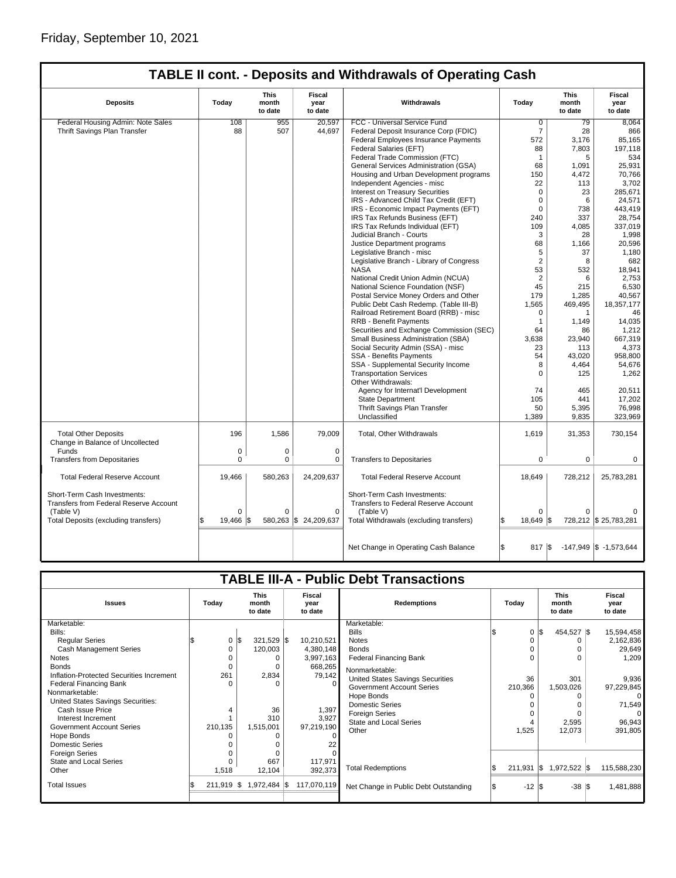Friday, September 10, 2021

## TABLE II cont. - Deposits and Withdrawals of Operating Cash

| Deposits | Today | This month to date | Fiscal year to date | Withdrawals | Today | This month to date | Fiscal year to date |
|---|---|---|---|---|---|---|---|
| Federal Housing Admin: Note Sales | 108 | 955 | 20,597 | FCC - Universal Service Fund | 0 | 79 | 8,064 |
| Thrift Savings Plan Transfer | 88 | 507 | 44,697 | Federal Deposit Insurance Corp (FDIC) | 7 | 28 | 866 |
| | | | | Federal Employees Insurance Payments | 572 | 3,176 | 85,165 |
| | | | | Federal Salaries (EFT) | 88 | 7,803 | 197,118 |
| | | | | Federal Trade Commission (FTC) | 1 | 5 | 534 |
| | | | | General Services Administration (GSA) | 68 | 1,091 | 25,931 |
| | | | | Housing and Urban Development programs | 150 | 4,472 | 70,766 |
| | | | | Independent Agencies - misc | 22 | 113 | 3,702 |
| | | | | Interest on Treasury Securities | 0 | 23 | 285,671 |
| | | | | IRS - Advanced Child Tax Credit (EFT) | 0 | 6 | 24,571 |
| | | | | IRS - Economic Impact Payments (EFT) | 0 | 738 | 443,419 |
| | | | | IRS Tax Refunds Business (EFT) | 240 | 337 | 28,754 |
| | | | | IRS Tax Refunds Individual (EFT) | 109 | 4,085 | 337,019 |
| | | | | Judicial Branch - Courts | 3 | 28 | 1,998 |
| | | | | Justice Department programs | 68 | 1,166 | 20,596 |
| | | | | Legislative Branch - misc | 5 | 37 | 1,180 |
| | | | | Legislative Branch - Library of Congress | 2 | 8 | 682 |
| | | | | NASA | 53 | 532 | 18,941 |
| | | | | National Credit Union Admin (NCUA) | 2 | 6 | 2,753 |
| | | | | National Science Foundation (NSF) | 45 | 215 | 6,530 |
| | | | | Postal Service Money Orders and Other | 179 | 1,285 | 40,567 |
| | | | | Public Debt Cash Redemp. (Table III-B) | 1,565 | 469,495 | 18,357,177 |
| | | | | Railroad Retirement Board (RRB) - misc | 0 | 1 | 46 |
| | | | | RRB - Benefit Payments | 1 | 1,149 | 14,035 |
| | | | | Securities and Exchange Commission (SEC) | 64 | 86 | 1,212 |
| | | | | Small Business Administration (SBA) | 3,638 | 23,940 | 667,319 |
| | | | | Social Security Admin (SSA) - misc | 23 | 113 | 4,373 |
| | | | | SSA - Benefits Payments | 54 | 43,020 | 958,800 |
| | | | | SSA - Supplemental Security Income | 8 | 4,464 | 54,676 |
| | | | | Transportation Services | 0 | 125 | 1,262 |
| | | | | Other Withdrawals: | | | |
| | | | | Agency for Internat'l Development | 74 | 465 | 20,511 |
| | | | | State Department | 105 | 441 | 17,202 |
| | | | | Thrift Savings Plan Transfer | 50 | 5,395 | 76,998 |
| | | | | Unclassified | 1,389 | 9,835 | 323,969 |
| Total Other Deposits | 196 | 1,586 | 79,009 | Total, Other Withdrawals | 1,619 | 31,353 | 730,154 |
| Change in Balance of Uncollected Funds | 0 | 0 | 0 | | | | |
| Transfers from Depositaries | 0 | 0 | 0 | Transfers to Depositaries | 0 | 0 | 0 |
| Total Federal Reserve Account | 19,466 | 580,263 | 24,209,637 | Total Federal Reserve Account | 18,649 | 728,212 | 25,783,281 |
| Short-Term Cash Investments: Transfers from Federal Reserve Account (Table V) | 0 | 0 | 0 | Short-Term Cash Investments: Transfers to Federal Reserve Account (Table V) | 0 | 0 | 0 |
| Total Deposits (excluding transfers) | $ 19,466 | $ 580,263 | $ 24,209,637 | Total Withdrawals (excluding transfers) | $ 18,649 | $ 728,212 | $ 25,783,281 |
| | | | | Net Change in Operating Cash Balance | $ 817 | $ -147,949 | $ -1,573,644 |

## TABLE III-A - Public Debt Transactions

| Issues | Today | This month to date | Fiscal year to date | Redemptions | Today | This month to date | Fiscal year to date |
|---|---|---|---|---|---|---|---|
| Marketable: | | | | Marketable: | | | |
| Bills: | | | | Bills | $ 0 | $ 454,527 | $ 15,594,458 |
| Regular Series | $ 0 | $ 321,529 | $ 10,210,521 | Notes | 0 | 0 | 2,162,836 |
| Cash Management Series | 0 | 120,003 | 4,380,148 | Bonds | 0 | 0 | 29,649 |
| Notes | 0 | 0 | 3,997,163 | Federal Financing Bank | 0 | 0 | 1,209 |
| Bonds | 0 | 0 | 668,265 | Nonmarketable: | | | |
| Inflation-Protected Securities Increment | 261 | 2,834 | 79,142 | United States Savings Securities | 36 | 301 | 9,936 |
| Federal Financing Bank | 0 | 0 | 0 | Government Account Series | 210,366 | 1,503,026 | 97,229,845 |
| Nonmarketable: | | | | Hope Bonds | 0 | 0 | 0 |
| United States Savings Securities: | | | | Domestic Series | 0 | 0 | 71,549 |
| Cash Issue Price | 4 | 36 | 1,397 | Foreign Series | 0 | 0 | 0 |
| Interest Increment | 1 | 310 | 3,927 | State and Local Series | 4 | 2,595 | 96,943 |
| Government Account Series | 210,135 | 1,515,001 | 97,219,190 | Other | 1,525 | 12,073 | 391,805 |
| Hope Bonds | 0 | 0 | 0 | | | | |
| Domestic Series | 0 | 0 | 22 | | | | |
| Foreign Series | 0 | 0 | 0 | | | | |
| State and Local Series | 0 | 667 | 117,971 | | | | |
| Other | 1,518 | 12,104 | 392,373 | Total Redemptions | $ 211,931 | $ 1,972,522 | $ 115,588,230 |
| Total Issues | $ 211,919 | $ 1,972,484 | $ 117,070,119 | Net Change in Public Debt Outstanding | $ -12 | $ -38 | $ 1,481,888 |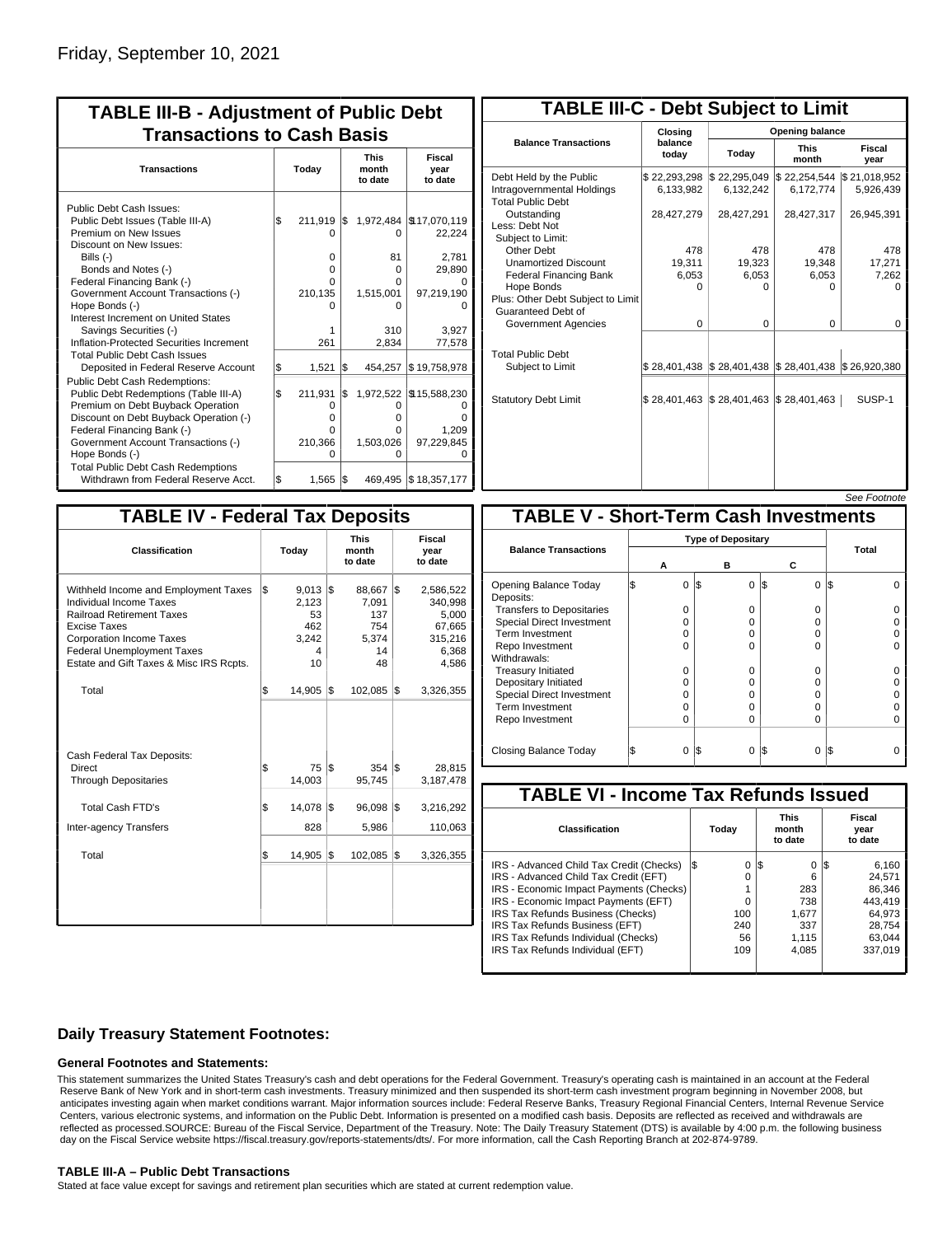Friday, September 10, 2021

## TABLE III-B - Adjustment of Public Debt Transactions to Cash Basis

| Transactions | Today | This month to date | Fiscal year to date |
|---|---|---|---|
| Public Debt Cash Issues: | | | |
| Public Debt Issues (Table III-A) | $ 211,919 | $ 1,972,484 | $17,070,119 |
| Premium on New Issues | 0 | 0 | 22,224 |
| Discount on New Issues: | | | |
| Bills (-) | 0 | 81 | 2,781 |
| Bonds and Notes (-) | 0 | 0 | 29,890 |
| Federal Financing Bank (-) | 0 | 0 | 0 |
| Government Account Transactions (-) | 210,135 | 1,515,001 | 97,219,190 |
| Hope Bonds (-) | 0 | 0 | 0 |
| Interest Increment on United States Savings Securities (-) | 1 | 310 | 3,927 |
| Inflation-Protected Securities Increment | 261 | 2,834 | 77,578 |
| Total Public Debt Cash Issues Deposited in Federal Reserve Account | $ 1,521 | $ 454,257 | $ 19,758,978 |
| Public Debt Cash Redemptions: | | | |
| Public Debt Redemptions (Table III-A) | $ 211,931 | $ 1,972,522 | $15,588,230 |
| Premium on Debt Buyback Operation | 0 | 0 | 0 |
| Discount on Debt Buyback Operation (-) | 0 | 0 | 0 |
| Federal Financing Bank (-) | 0 | 0 | 1,209 |
| Government Account Transactions (-) | 210,366 | 1,503,026 | 97,229,845 |
| Hope Bonds (-) | 0 | 0 | 0 |
| Total Public Debt Cash Redemptions Withdrawn from Federal Reserve Acct. | $ 1,565 | $ 469,495 | $ 18,357,177 |

## TABLE III-C - Debt Subject to Limit

| Balance Transactions | Closing balance today | Opening balance Today | Opening balance This month | Opening balance Fiscal year |
|---|---|---|---|---|
| Debt Held by the Public | $ 22,293,298 | $ 22,295,049 | $ 22,254,544 | $ 21,018,952 |
| Intragovernmental Holdings | 6,133,982 | 6,132,242 | 6,172,774 | 5,926,439 |
| Total Public Debt Outstanding | 28,427,279 | 28,427,291 | 28,427,317 | 26,945,391 |
| Less: Debt Not Subject to Limit: | | | | |
| Other Debt | 478 | 478 | 478 | 478 |
| Unamortized Discount | 19,311 | 19,323 | 19,348 | 17,271 |
| Federal Financing Bank | 6,053 | 6,053 | 6,053 | 7,262 |
| Hope Bonds | 0 | 0 | 0 | 0 |
| Plus: Other Debt Subject to Limit Guaranteed Debt of Government Agencies | 0 | 0 | 0 | 0 |
| Total Public Debt Subject to Limit | $ 28,401,438 | $ 28,401,438 | $ 28,401,438 | $ 26,920,380 |
| Statutory Debt Limit | $ 28,401,463 | $ 28,401,463 | $ 28,401,463 | SUSP-1 |

See Footnote

## TABLE IV - Federal Tax Deposits

| Classification | Today | This month to date | Fiscal year to date |
|---|---|---|---|
| Withheld Income and Employment Taxes | $ 9,013 | $ 88,667 | $ 2,586,522 |
| Individual Income Taxes | 2,123 | 7,091 | 340,998 |
| Railroad Retirement Taxes | 53 | 137 | 5,000 |
| Excise Taxes | 462 | 754 | 67,665 |
| Corporation Income Taxes | 3,242 | 5,374 | 315,216 |
| Federal Unemployment Taxes | 4 | 14 | 6,368 |
| Estate and Gift Taxes & Misc IRS Rcpts. | 10 | 48 | 4,586 |
| Total | $ 14,905 | $ 102,085 | $ 3,326,355 |
| Cash Federal Tax Deposits: | | | |
| Direct | $ 75 | $ 354 | $ 28,815 |
| Through Depositaries | 14,003 | 95,745 | 3,187,478 |
| Total Cash FTD's | $ 14,078 | $ 96,098 | $ 3,216,292 |
| Inter-agency Transfers | 828 | 5,986 | 110,063 |
| Total | $ 14,905 | $ 102,085 | $ 3,326,355 |

## TABLE V - Short-Term Cash Investments

| Balance Transactions | Type of Depositary A | B | C | Total |
|---|---|---|---|---|
| Opening Balance Today | $ 0 | $ 0 | $ 0 | $ 0 |
| Deposits: | | | | |
| Transfers to Depositaries | 0 | 0 | 0 | 0 |
| Special Direct Investment | 0 | 0 | 0 | 0 |
| Term Investment | 0 | 0 | 0 | 0 |
| Repo Investment | 0 | 0 | 0 | 0 |
| Withdrawals: | | | | |
| Treasury Initiated | 0 | 0 | 0 | 0 |
| Depositary Initiated | 0 | 0 | 0 | 0 |
| Special Direct Investment | 0 | 0 | 0 | 0 |
| Term Investment | 0 | 0 | 0 | 0 |
| Repo Investment | 0 | 0 | 0 | 0 |
| Closing Balance Today | $ 0 | $ 0 | $ 0 | $ 0 |

## TABLE VI - Income Tax Refunds Issued

| Classification | Today | This month to date | Fiscal year to date |
|---|---|---|---|
| IRS - Advanced Child Tax Credit (Checks) | $ 0 | $ 0 | $ 6,160 |
| IRS - Advanced Child Tax Credit (EFT) | 0 | 6 | 24,571 |
| IRS - Economic Impact Payments (Checks) | 1 | 283 | 86,346 |
| IRS - Economic Impact Payments (EFT) | 0 | 738 | 443,419 |
| IRS Tax Refunds Business (Checks) | 100 | 1,677 | 64,973 |
| IRS Tax Refunds Business (EFT) | 240 | 337 | 28,754 |
| IRS Tax Refunds Individual (Checks) | 56 | 1,115 | 63,044 |
| IRS Tax Refunds Individual (EFT) | 109 | 4,085 | 337,019 |

## Daily Treasury Statement Footnotes:

### General Footnotes and Statements:

This statement summarizes the United States Treasury's cash and debt operations for the Federal Government. Treasury's operating cash is maintained in an account at the Federal Reserve Bank of New York and in short-term cash investments. Treasury minimized and then suspended its short-term cash investment program beginning in November 2008, but anticipates investing again when market conditions warrant. Major information sources include: Federal Reserve Banks, Treasury Regional Financial Centers, Internal Revenue Service Centers, various electronic systems, and information on the Public Debt. Information is presented on a modified cash basis. Deposits are reflected as received and withdrawals are reflected as processed.SOURCE: Bureau of the Fiscal Service, Department of the Treasury. Note: The Daily Treasury Statement (DTS) is available by 4:00 p.m. the following business day on the Fiscal Service website https://fiscal.treasury.gov/reports-statements/dts/. For more information, call the Cash Reporting Branch at 202-874-9789.

### TABLE III-A – Public Debt Transactions

Stated at face value except for savings and retirement plan securities which are stated at current redemption value.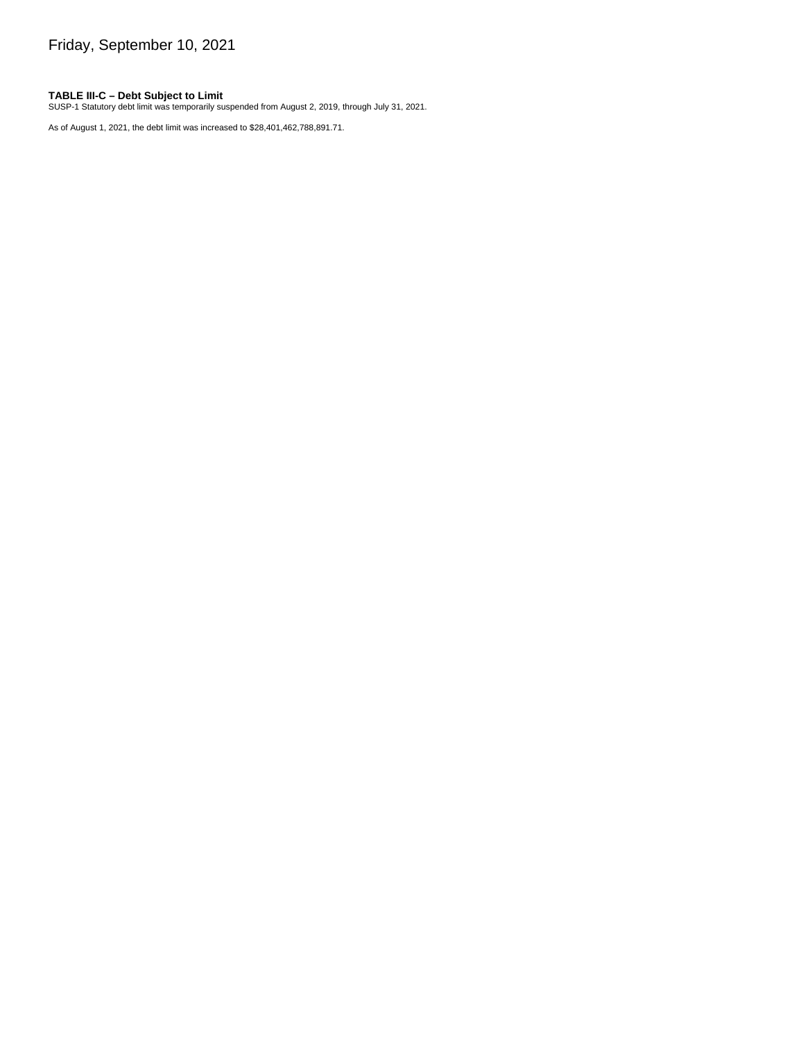Friday, September 10, 2021

**TABLE III-C – Debt Subject to Limit**

SUSP-1 Statutory debt limit was temporarily suspended from August 2, 2019, through July 31, 2021.

As of August 1, 2021, the debt limit was increased to $28,401,462,788,891.71.